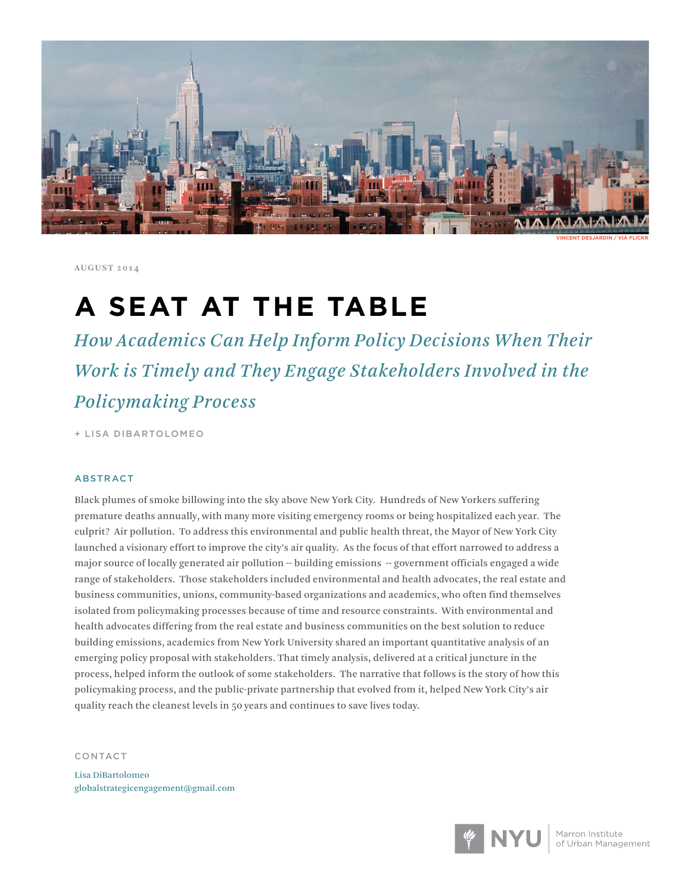VINCENT DESJARDIN / VIA FLICKR

AUGUST 2014

# A SEAT AT THE TABLE

## *How Academics Can Help Inform Policy Decisions When Their Work is Timely and They Engage Stakeholders Involved in the Policymaking Process*

+ LISA DIBARTOLOMEO

### ABSTRACT

Black plumes of smoke billowing into the sky above New York City. Hundreds of New Yorkers suffering premature deaths annually, with many more visiting emergency rooms or being hospitalized each year. The culprit? Air pollution. To address this environmental and public health threat, the Mayor of New York City launched a visionary effort to improve the city's air quality. As the focus of that effort narrowed to address a major source of locally generated air pollution -- building emissions -- government officials engaged a wide range of stakeholders. Those stakeholders included environmental and health advocates, the real estate and business communities, unions, community-based organizations and academics, who often find themselves isolated from policymaking processes because of time and resource constraints. With environmental and health advocates differing from the real estate and business communities on the best solution to reduce building emissions, academics from New York University shared an important quantitative analysis of an emerging policy proposal with stakeholders. That timely analysis, delivered at a critical juncture in the process, helped inform the outlook of some stakeholders. The narrative that follows is the story of how this policymaking process, and the public-private partnership that evolved from it, helped New York City's air quality reach the cleanest levels in 50 years and continues to save lives today.

### CONTACT

Lisa DiBartolomeo
globalstrategicengagement@gmail.com

NYU Marron Institute of Urban Management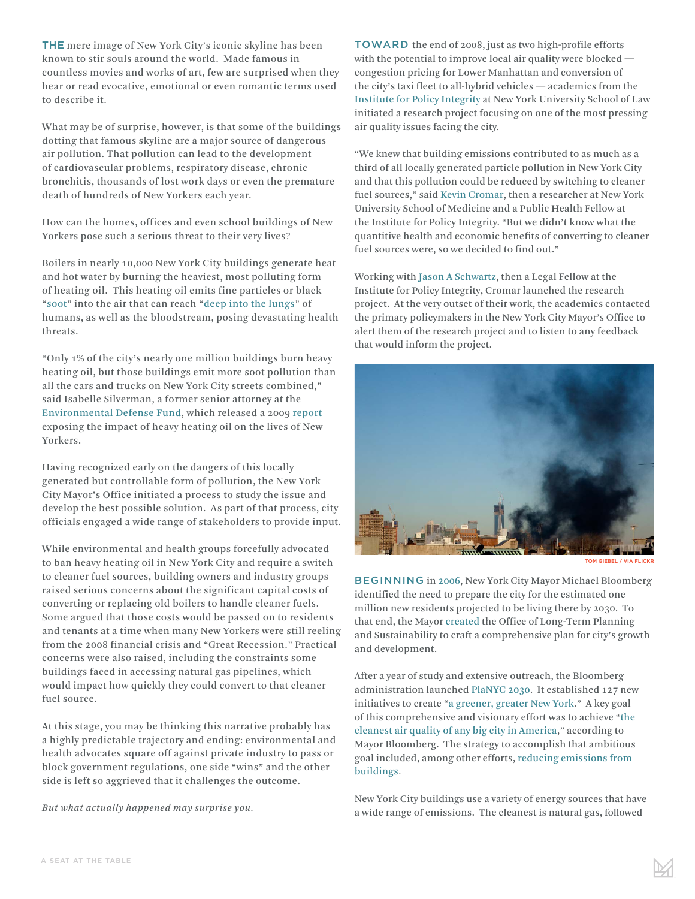**THE** mere image of New York City's iconic skyline has been known to stir souls around the world. Made famous in countless movies and works of art, few are surprised when they hear or read evocative, emotional or even romantic terms used to describe it.

What may be of surprise, however, is that some of the buildings dotting that famous skyline are a major source of dangerous air pollution. That pollution can lead to the development of cardiovascular problems, respiratory disease, chronic bronchitis, thousands of lost work days or even the premature death of hundreds of New Yorkers each year.

How can the homes, offices and even school buildings of New Yorkers pose such a serious threat to their very lives?

Boilers in nearly 10,000 New York City buildings generate heat and hot water by burning the heaviest, most polluting form of heating oil. This heating oil emits fine particles or black "soot" into the air that can reach "deep into the lungs" of humans, as well as the bloodstream, posing devastating health threats.

"Only 1% of the city's nearly one million buildings burn heavy heating oil, but those buildings emit more soot pollution than all the cars and trucks on New York City streets combined," said Isabelle Silverman, a former senior attorney at the Environmental Defense Fund, which released a 2009 report exposing the impact of heavy heating oil on the lives of New Yorkers.

Having recognized early on the dangers of this locally generated but controllable form of pollution, the New York City Mayor's Office initiated a process to study the issue and develop the best possible solution. As part of that process, city officials engaged a wide range of stakeholders to provide input.

While environmental and health groups forcefully advocated to ban heavy heating oil in New York City and require a switch to cleaner fuel sources, building owners and industry groups raised serious concerns about the significant capital costs of converting or replacing old boilers to handle cleaner fuels. Some argued that those costs would be passed on to residents and tenants at a time when many New Yorkers were still reeling from the 2008 financial crisis and "Great Recession." Practical concerns were also raised, including the constraints some buildings faced in accessing natural gas pipelines, which would impact how quickly they could convert to that cleaner fuel source.

At this stage, you may be thinking this narrative probably has a highly predictable trajectory and ending: environmental and health advocates square off against private industry to pass or block government regulations, one side "wins" and the other side is left so aggrieved that it challenges the outcome.

*But what actually happened may surprise you.*

**TOWARD** the end of 2008, just as two high-profile efforts with the potential to improve local air quality were blocked — congestion pricing for Lower Manhattan and conversion of the city's taxi fleet to all-hybrid vehicles — academics from the Institute for Policy Integrity at New York University School of Law initiated a research project focusing on one of the most pressing air quality issues facing the city.

"We knew that building emissions contributed to as much as a third of all locally generated particle pollution in New York City and that this pollution could be reduced by switching to cleaner fuel sources," said Kevin Cromar, then a researcher at New York University School of Medicine and a Public Health Fellow at the Institute for Policy Integrity. "But we didn't know what the quantitive health and economic benefits of converting to cleaner fuel sources were, so we decided to find out."

Working with Jason A Schwartz, then a Legal Fellow at the Institute for Policy Integrity, Cromar launched the research project. At the very outset of their work, the academics contacted the primary policymakers in the New York City Mayor's Office to alert them of the research project and to listen to any feedback that would inform the project.

TOM GIEBEL / VIA FLICKR

**BEGINNING** in 2006, New York City Mayor Michael Bloomberg identified the need to prepare the city for the estimated one million new residents projected to be living there by 2030. To that end, the Mayor created the Office of Long-Term Planning and Sustainability to craft a comprehensive plan for city's growth and development.

After a year of study and extensive outreach, the Bloomberg administration launched PlaNYC 2030. It established 127 new initiatives to create "a greener, greater New York." A key goal of this comprehensive and visionary effort was to achieve "the cleanest air quality of any big city in America," according to Mayor Bloomberg. The strategy to accomplish that ambitious goal included, among other efforts, reducing emissions from buildings.

New York City buildings use a variety of energy sources that have a wide range of emissions. The cleanest is natural gas, followed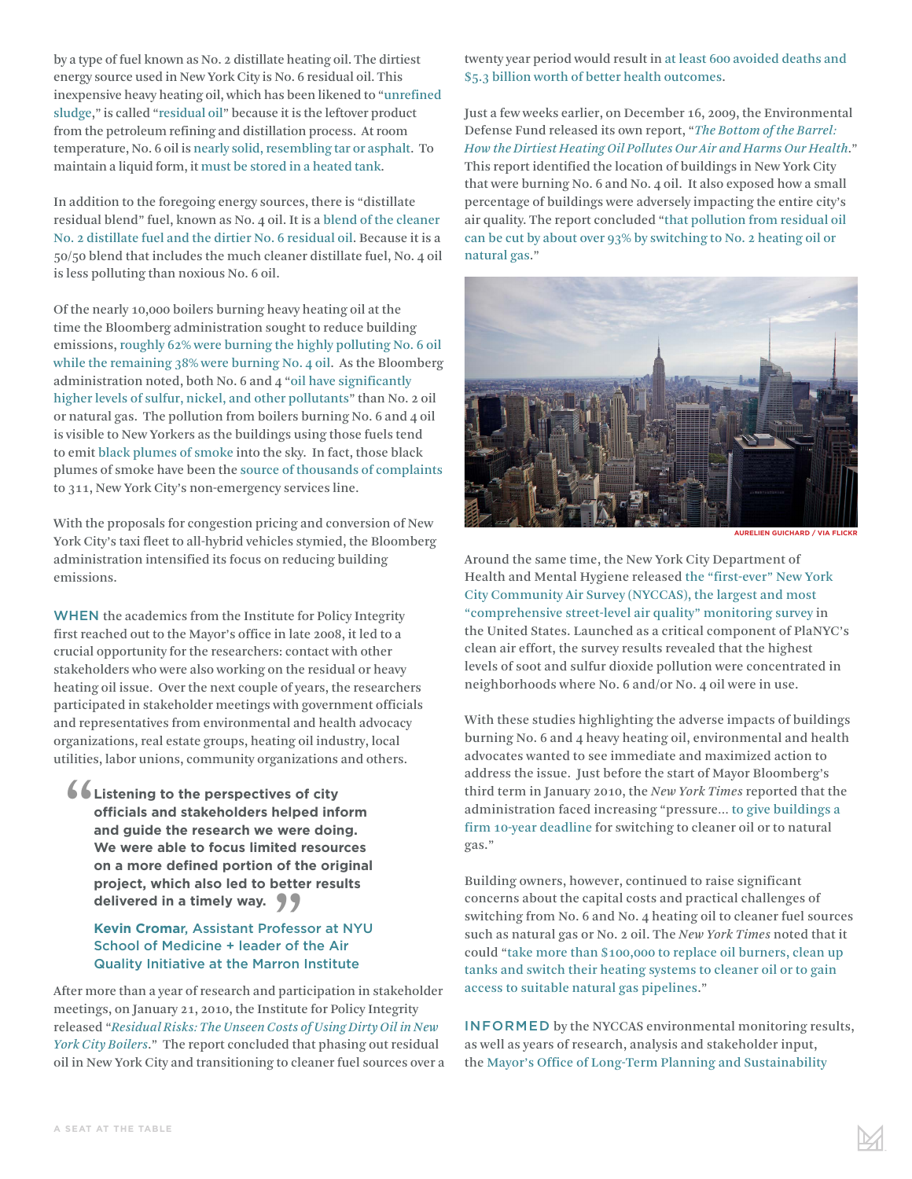by a type of fuel known as No. 2 distillate heating oil. The dirtiest energy source used in New York City is No. 6 residual oil. This inexpensive heavy heating oil, which has been likened to "unrefined sludge," is called "residual oil" because it is the leftover product from the petroleum refining and distillation process. At room temperature, No. 6 oil is nearly solid, resembling tar or asphalt. To maintain a liquid form, it must be stored in a heated tank.

In addition to the foregoing energy sources, there is "distillate residual blend" fuel, known as No. 4 oil. It is a blend of the cleaner No. 2 distillate fuel and the dirtier No. 6 residual oil. Because it is a 50/50 blend that includes the much cleaner distillate fuel, No. 4 oil is less polluting than noxious No. 6 oil.

Of the nearly 10,000 boilers burning heavy heating oil at the time the Bloomberg administration sought to reduce building emissions, roughly 62% were burning the highly polluting No. 6 oil while the remaining 38% were burning No. 4 oil. As the Bloomberg administration noted, both No. 6 and 4 "oil have significantly higher levels of sulfur, nickel, and other pollutants" than No. 2 oil or natural gas. The pollution from boilers burning No. 6 and 4 oil is visible to New Yorkers as the buildings using those fuels tend to emit black plumes of smoke into the sky. In fact, those black plumes of smoke have been the source of thousands of complaints to 311, New York City's non-emergency services line.

With the proposals for congestion pricing and conversion of New York City's taxi fleet to all-hybrid vehicles stymied, the Bloomberg administration intensified its focus on reducing building emissions.

WHEN the academics from the Institute for Policy Integrity first reached out to the Mayor's office in late 2008, it led to a crucial opportunity for the researchers: contact with other stakeholders who were also working on the residual or heavy heating oil issue. Over the next couple of years, the researchers participated in stakeholder meetings with government officials and representatives from environmental and health advocacy organizations, real estate groups, heating oil industry, local utilities, labor unions, community organizations and others.

> **"Listening to the perspectives of city officials and stakeholders helped inform and guide the research we were doing. We were able to focus limited resources on a more defined portion of the original project, which also led to better results delivered in a timely way."**
>
> **Kevin Cromar, Assistant Professor at NYU School of Medicine + leader of the Air Quality Initiative at the Marron Institute**

After more than a year of research and participation in stakeholder meetings, on January 21, 2010, the Institute for Policy Integrity released "*Residual Risks: The Unseen Costs of Using Dirty Oil in New York City Boilers*." The report concluded that phasing out residual oil in New York City and transitioning to cleaner fuel sources over a twenty year period would result in at least 600 avoided deaths and $5.3 billion worth of better health outcomes.

Just a few weeks earlier, on December 16, 2009, the Environmental Defense Fund released its own report, "*The Bottom of the Barrel: How the Dirtiest Heating Oil Pollutes Our Air and Harms Our Health*." This report identified the location of buildings in New York City that were burning No. 6 and No. 4 oil. It also exposed how a small percentage of buildings were adversely impacting the entire city's air quality. The report concluded "that pollution from residual oil can be cut by about over 93% by switching to No. 2 heating oil or natural gas."

AURELIEN GUICHARD / VIA FLICKR

Around the same time, the New York City Department of Health and Mental Hygiene released the "first-ever" New York City Community Air Survey (NYCCAS), the largest and most "comprehensive street-level air quality" monitoring survey in the United States. Launched as a critical component of PlaNYC's clean air effort, the survey results revealed that the highest levels of soot and sulfur dioxide pollution were concentrated in neighborhoods where No. 6 and/or No. 4 oil were in use.

With these studies highlighting the adverse impacts of buildings burning No. 6 and 4 heavy heating oil, environmental and health advocates wanted to see immediate and maximized action to address the issue. Just before the start of Mayor Bloomberg's third term in January 2010, the *New York Times* reported that the administration faced increasing "pressure... to give buildings a firm 10-year deadline for switching to cleaner oil or to natural gas."

Building owners, however, continued to raise significant concerns about the capital costs and practical challenges of switching from No. 6 and No. 4 heating oil to cleaner fuel sources such as natural gas or No. 2 oil. The *New York Times* noted that it could "take more than $100,000 to replace oil burners, clean up tanks and switch their heating systems to cleaner oil or to gain access to suitable natural gas pipelines."

INFORMED by the NYCCAS environmental monitoring results, as well as years of research, analysis and stakeholder input, the Mayor's Office of Long-Term Planning and Sustainability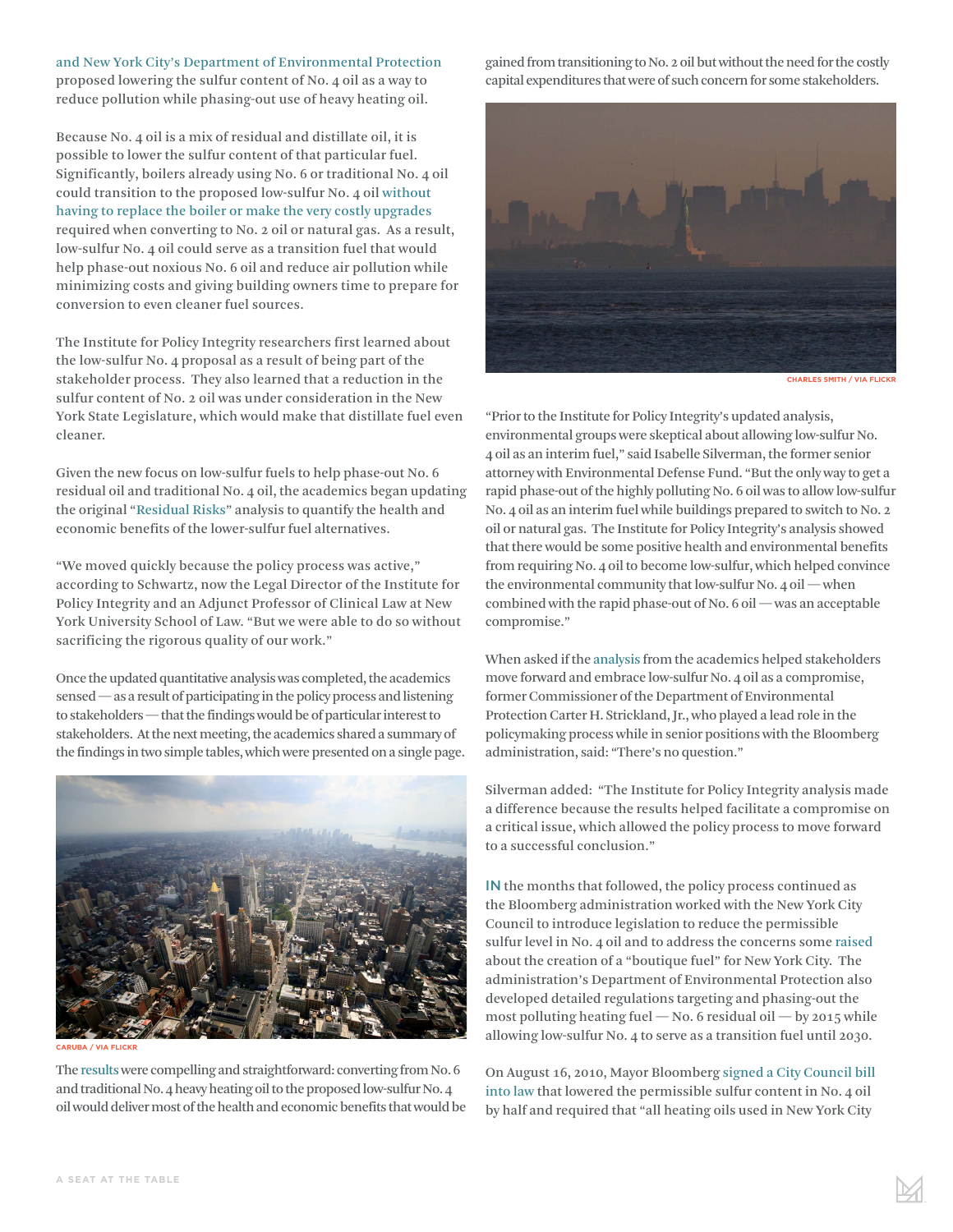and New York City's Department of Environmental Protection proposed lowering the sulfur content of No. 4 oil as a way to reduce pollution while phasing-out use of heavy heating oil.

Because No. 4 oil is a mix of residual and distillate oil, it is possible to lower the sulfur content of that particular fuel. Significantly, boilers already using No. 6 or traditional No. 4 oil could transition to the proposed low-sulfur No. 4 oil without having to replace the boiler or make the very costly upgrades required when converting to No. 2 oil or natural gas. As a result, low-sulfur No. 4 oil could serve as a transition fuel that would help phase-out noxious No. 6 oil and reduce air pollution while minimizing costs and giving building owners time to prepare for conversion to even cleaner fuel sources.

The Institute for Policy Integrity researchers first learned about the low-sulfur No. 4 proposal as a result of being part of the stakeholder process. They also learned that a reduction in the sulfur content of No. 2 oil was under consideration in the New York State Legislature, which would make that distillate fuel even cleaner.

Given the new focus on low-sulfur fuels to help phase-out No. 6 residual oil and traditional No. 4 oil, the academics began updating the original "Residual Risks" analysis to quantify the health and economic benefits of the lower-sulfur fuel alternatives.

"We moved quickly because the policy process was active," according to Schwartz, now the Legal Director of the Institute for Policy Integrity and an Adjunct Professor of Clinical Law at New York University School of Law. "But we were able to do so without sacrificing the rigorous quality of our work."

Once the updated quantitative analysis was completed, the academics sensed — as a result of participating in the policy process and listening to stakeholders — that the findings would be of particular interest to stakeholders. At the next meeting, the academics shared a summary of the findings in two simple tables, which were presented on a single page.

CARUBA / VIA FLICKR

The results were compelling and straightforward: converting from No. 6 and traditional No. 4 heavy heating oil to the proposed low-sulfur No. 4 oil would deliver most of the health and economic benefits that would be gained from transitioning to No. 2 oil but without the need for the costly capital expenditures that were of such concern for some stakeholders.

CHARLES SMITH / VIA FLICKR

"Prior to the Institute for Policy Integrity's updated analysis, environmental groups were skeptical about allowing low-sulfur No. 4 oil as an interim fuel," said Isabelle Silverman, the former senior attorney with Environmental Defense Fund. "But the only way to get a rapid phase-out of the highly polluting No. 6 oil was to allow low-sulfur No. 4 oil as an interim fuel while buildings prepared to switch to No. 2 oil or natural gas. The Institute for Policy Integrity's analysis showed that there would be some positive health and environmental benefits from requiring No. 4 oil to become low-sulfur, which helped convince the environmental community that low-sulfur No. 4 oil — when combined with the rapid phase-out of No. 6 oil — was an acceptable compromise."

When asked if the analysis from the academics helped stakeholders move forward and embrace low-sulfur No. 4 oil as a compromise, former Commissioner of the Department of Environmental Protection Carter H. Strickland, Jr., who played a lead role in the policymaking process while in senior positions with the Bloomberg administration, said: "There's no question."

Silverman added: "The Institute for Policy Integrity analysis made a difference because the results helped facilitate a compromise on a critical issue, which allowed the policy process to move forward to a successful conclusion."

**IN** the months that followed, the policy process continued as the Bloomberg administration worked with the New York City Council to introduce legislation to reduce the permissible sulfur level in No. 4 oil and to address the concerns some raised about the creation of a "boutique fuel" for New York City. The administration's Department of Environmental Protection also developed detailed regulations targeting and phasing-out the most polluting heating fuel — No. 6 residual oil — by 2015 while allowing low-sulfur No. 4 to serve as a transition fuel until 2030.

On August 16, 2010, Mayor Bloomberg signed a City Council bill into law that lowered the permissible sulfur content in No. 4 oil by half and required that "all heating oils used in New York City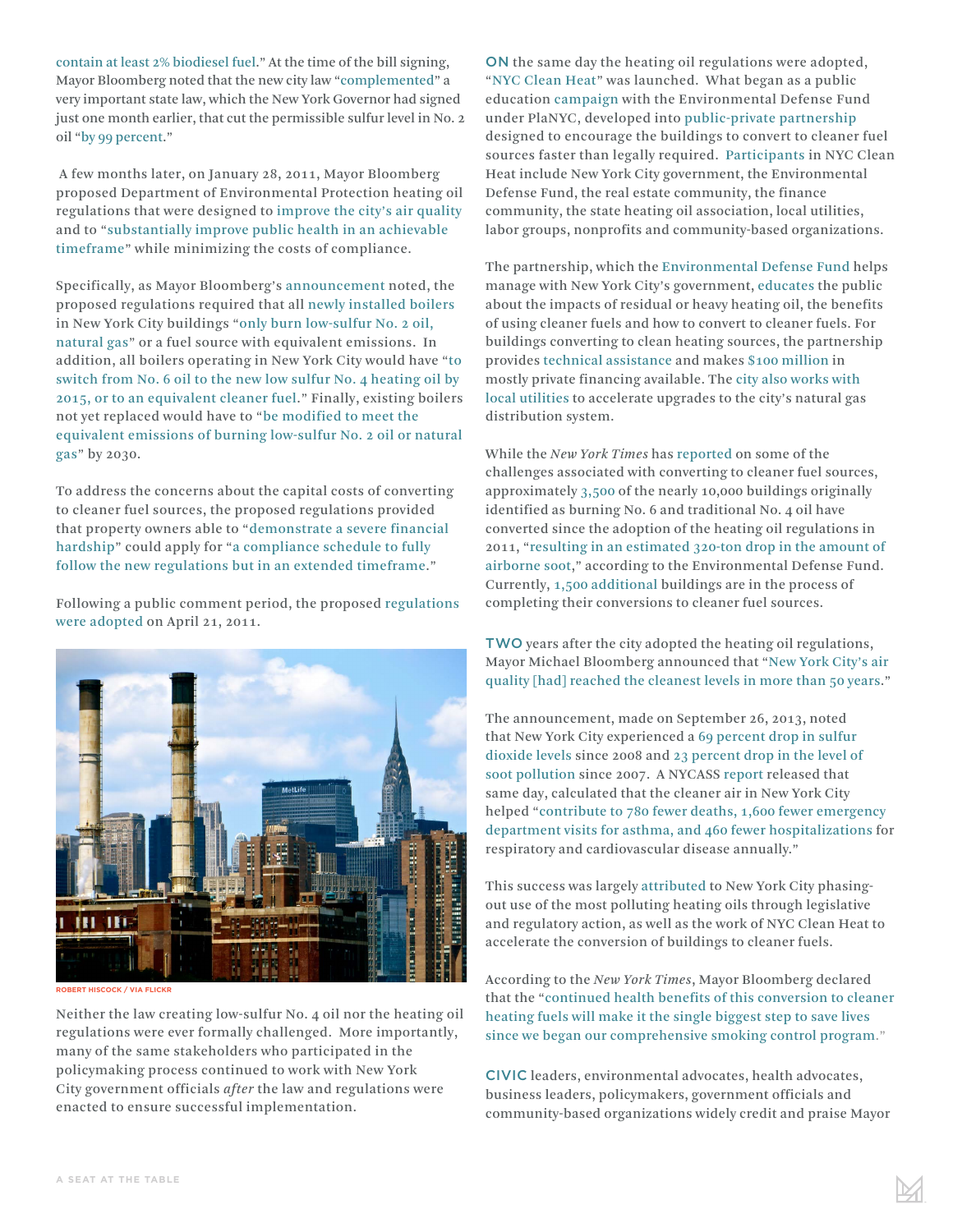contain at least 2% biodiesel fuel." At the time of the bill signing, Mayor Bloomberg noted that the new city law "complemented" a very important state law, which the New York Governor had signed just one month earlier, that cut the permissible sulfur level in No. 2 oil "by 99 percent."

A few months later, on January 28, 2011, Mayor Bloomberg proposed Department of Environmental Protection heating oil regulations that were designed to improve the city's air quality and to "substantially improve public health in an achievable timeframe" while minimizing the costs of compliance.

Specifically, as Mayor Bloomberg's announcement noted, the proposed regulations required that all newly installed boilers in New York City buildings "only burn low-sulfur No. 2 oil, natural gas" or a fuel source with equivalent emissions. In addition, all boilers operating in New York City would have "to switch from No. 6 oil to the new low sulfur No. 4 heating oil by 2015, or to an equivalent cleaner fuel." Finally, existing boilers not yet replaced would have to "be modified to meet the equivalent emissions of burning low-sulfur No. 2 oil or natural gas" by 2030.

To address the concerns about the capital costs of converting to cleaner fuel sources, the proposed regulations provided that property owners able to "demonstrate a severe financial hardship" could apply for "a compliance schedule to fully follow the new regulations but in an extended timeframe."

Following a public comment period, the proposed regulations were adopted on April 21, 2011.

ROBERT HISCOCK / VIA FLICKR

Neither the law creating low-sulfur No. 4 oil nor the heating oil regulations were ever formally challenged. More importantly, many of the same stakeholders who participated in the policymaking process continued to work with New York City government officials *after* the law and regulations were enacted to ensure successful implementation.

**ON** the same day the heating oil regulations were adopted, "NYC Clean Heat" was launched. What began as a public education campaign with the Environmental Defense Fund under PlaNYC, developed into public-private partnership designed to encourage the buildings to convert to cleaner fuel sources faster than legally required. Participants in NYC Clean Heat include New York City government, the Environmental Defense Fund, the real estate community, the finance community, the state heating oil association, local utilities, labor groups, nonprofits and community-based organizations.

The partnership, which the Environmental Defense Fund helps manage with New York City's government, educates the public about the impacts of residual or heavy heating oil, the benefits of using cleaner fuels and how to convert to cleaner fuels. For buildings converting to clean heating sources, the partnership provides technical assistance and makes $100 million in mostly private financing available. The city also works with local utilities to accelerate upgrades to the city's natural gas distribution system.

While the *New York Times* has reported on some of the challenges associated with converting to cleaner fuel sources, approximately 3,500 of the nearly 10,000 buildings originally identified as burning No. 6 and traditional No. 4 oil have converted since the adoption of the heating oil regulations in 2011, "resulting in an estimated 320-ton drop in the amount of airborne soot," according to the Environmental Defense Fund. Currently, 1,500 additional buildings are in the process of completing their conversions to cleaner fuel sources.

**TWO** years after the city adopted the heating oil regulations, Mayor Michael Bloomberg announced that "New York City's air quality [had] reached the cleanest levels in more than 50 years."

The announcement, made on September 26, 2013, noted that New York City experienced a 69 percent drop in sulfur dioxide levels since 2008 and 23 percent drop in the level of soot pollution since 2007. A NYCASS report released that same day, calculated that the cleaner air in New York City helped "contribute to 780 fewer deaths, 1,600 fewer emergency department visits for asthma, and 460 fewer hospitalizations for respiratory and cardiovascular disease annually."

This success was largely attributed to New York City phasing-out use of the most polluting heating oils through legislative and regulatory action, as well as the work of NYC Clean Heat to accelerate the conversion of buildings to cleaner fuels.

According to the *New York Times*, Mayor Bloomberg declared that the "continued health benefits of this conversion to cleaner heating fuels will make it the single biggest step to save lives since we began our comprehensive smoking control program."

**CIVIC** leaders, environmental advocates, health advocates, business leaders, policymakers, government officials and community-based organizations widely credit and praise Mayor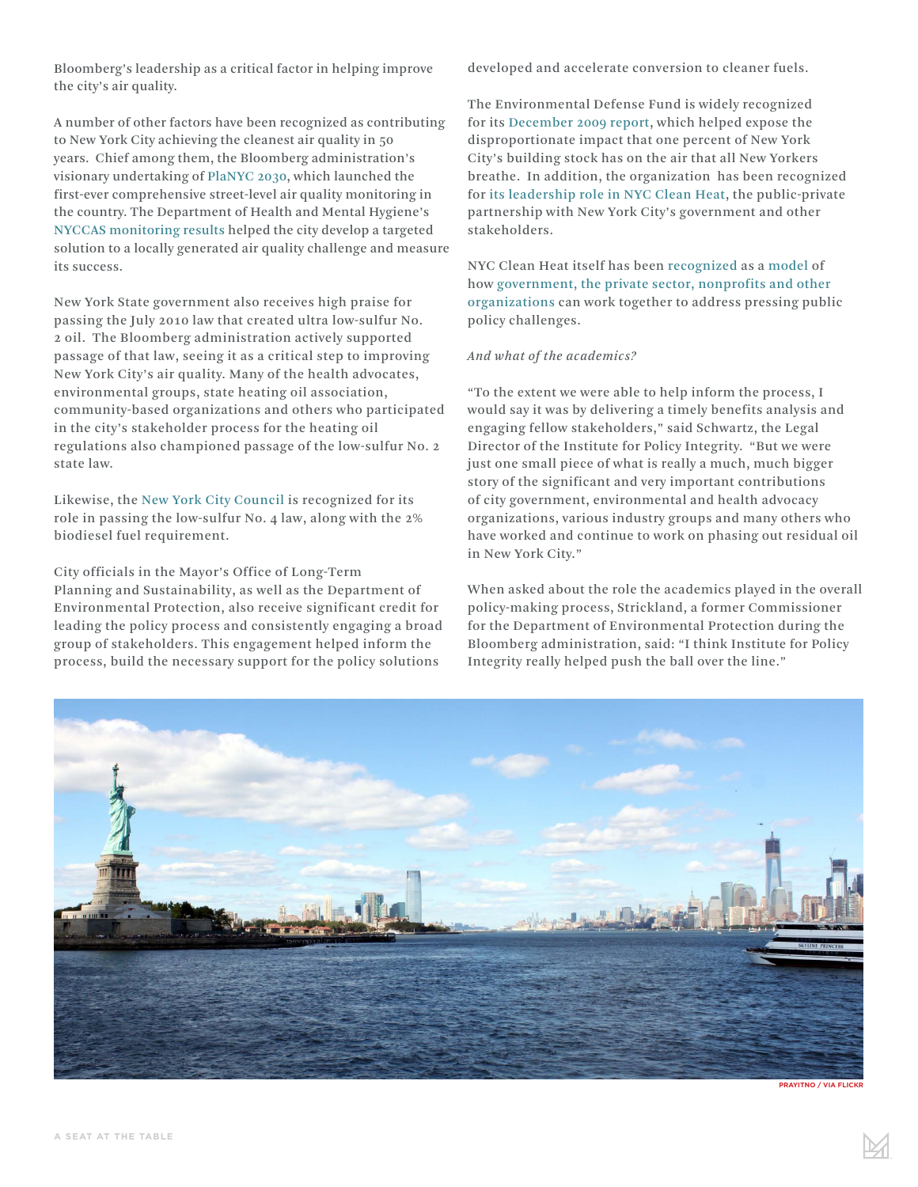Bloomberg's leadership as a critical factor in helping improve the city's air quality.

A number of other factors have been recognized as contributing to New York City achieving the cleanest air quality in 50 years. Chief among them, the Bloomberg administration's visionary undertaking of PlaNYC 2030, which launched the first-ever comprehensive street-level air quality monitoring in the country. The Department of Health and Mental Hygiene's NYCCAS monitoring results helped the city develop a targeted solution to a locally generated air quality challenge and measure its success.

New York State government also receives high praise for passing the July 2010 law that created ultra low-sulfur No. 2 oil. The Bloomberg administration actively supported passage of that law, seeing it as a critical step to improving New York City's air quality. Many of the health advocates, environmental groups, state heating oil association, community-based organizations and others who participated in the city's stakeholder process for the heating oil regulations also championed passage of the low-sulfur No. 2 state law.

Likewise, the New York City Council is recognized for its role in passing the low-sulfur No. 4 law, along with the 2% biodiesel fuel requirement.

City officials in the Mayor's Office of Long-Term Planning and Sustainability, as well as the Department of Environmental Protection, also receive significant credit for leading the policy process and consistently engaging a broad group of stakeholders. This engagement helped inform the process, build the necessary support for the policy solutions developed and accelerate conversion to cleaner fuels.

The Environmental Defense Fund is widely recognized for its December 2009 report, which helped expose the disproportionate impact that one percent of New York City's building stock has on the air that all New Yorkers breathe. In addition, the organization has been recognized for its leadership role in NYC Clean Heat, the public-private partnership with New York City's government and other stakeholders.

NYC Clean Heat itself has been recognized as a model of how government, the private sector, nonprofits and other organizations can work together to address pressing public policy challenges.

*And what of the academics?*

"To the extent we were able to help inform the process, I would say it was by delivering a timely benefits analysis and engaging fellow stakeholders," said Schwartz, the Legal Director of the Institute for Policy Integrity. "But we were just one small piece of what is really a much, much bigger story of the significant and very important contributions of city government, environmental and health advocacy organizations, various industry groups and many others who have worked and continue to work on phasing out residual oil in New York City."

When asked about the role the academics played in the overall policy-making process, Strickland, a former Commissioner for the Department of Environmental Protection during the Bloomberg administration, said: "I think Institute for Policy Integrity really helped push the ball over the line."

PRAYITNO / VIA FLICKR